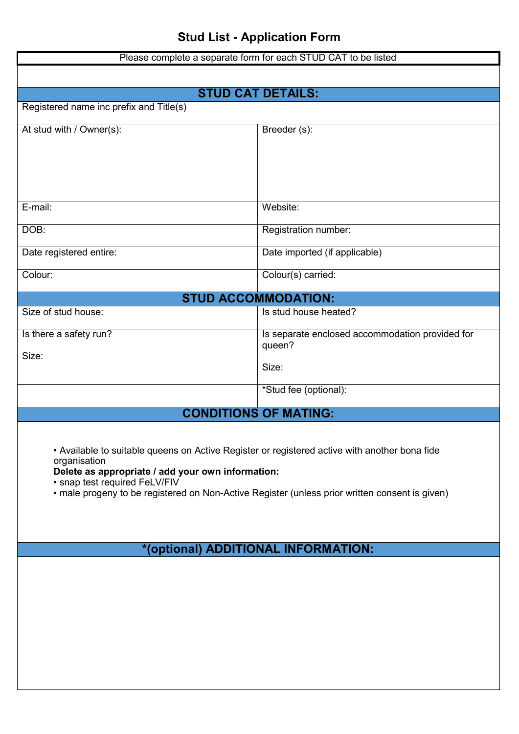# Stud List - Application Form

Please complete a separate form for each STUD CAT to be listed

## STUD CAT DETAILS:

Registered name inc prefix and Title(s)

| At stud with / Owner(s): | Breeder (s): |
|---|---|
| E-mail: | Website: |
| DOB: | Registration number: |
| Date registered entire: | Date imported (if applicable) |
| Colour: | Colour(s) carried: |

## STUD ACCOMMODATION:

| Size of stud house: | Is stud house heated? |
|---|---|
| Is there a safety run?<br><br>Size: | Is separate enclosed accommodation provided for queen?<br><br>Size: |
| | *Stud fee (optional): |

## CONDITIONS OF MATING:

- Available to suitable queens on Active Register or registered active with another bona fide organisation

**Delete as appropriate / add your own information:**

- snap test required FeLV/FIV
- male progeny to be registered on Non-Active Register (unless prior written consent is given)

## *(optional) ADDITIONAL INFORMATION: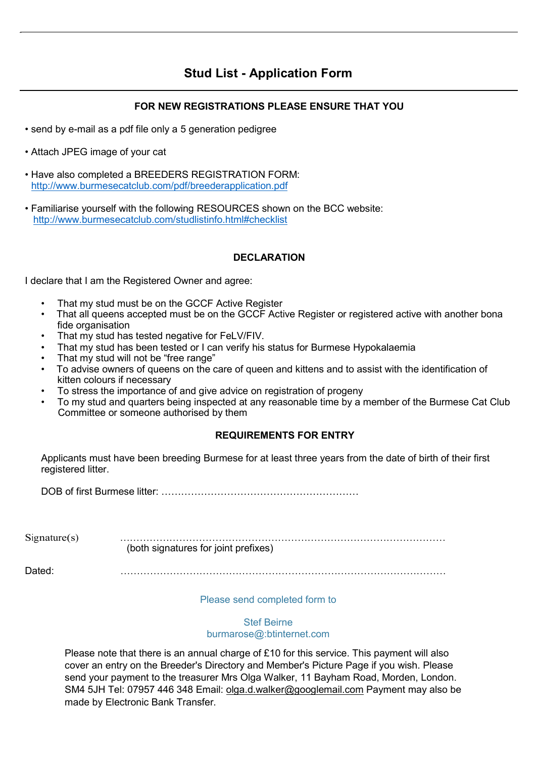# Stud List - Application Form

### FOR NEW REGISTRATIONS PLEASE ENSURE THAT YOU

- send by e-mail as a pdf file only a 5 generation pedigree
- Attach JPEG image of your cat
- Have also completed a BREEDERS REGISTRATION FORM: [http://www.burmesecatclub.com/pdf/breederapplication.pdf](http://www.burmesecatclub.com/pdf/breederapplication.pdf)
- Familiarise yourself with the following RESOURCES shown on the BCC website: [http://www.burmesecatclub.com/studlistinfo.html#checklist](http://www.burmesecatclub.com/studlistinfo.html#checklist)

### DECLARATION

I declare that I am the Registered Owner and agree:

- That my stud must be on the GCCF Active Register
- That all queens accepted must be on the GCCF Active Register or registered active with another bona fide organisation
- That my stud has tested negative for FeLV/FIV.
- That my stud has been tested or I can verify his status for Burmese Hypokalaemia
- That my stud will not be "free range"
- To advise owners of queens on the care of queen and kittens and to assist with the identification of kitten colours if necessary
- To stress the importance of and give advice on registration of progeny
- To my stud and quarters being inspected at any reasonable time by a member of the Burmese Cat Club Committee or someone authorised by them

### REQUIREMENTS FOR ENTRY

Applicants must have been breeding Burmese for at least three years from the date of birth of their first registered litter.

DOB of first Burmese litter: …………………………………………………

Signature(s) ……………………………………………………………………………………
(both signatures for joint prefixes)

Dated: ……………………………………………………………………………………

Please send completed form to

Stef Beirne
burmarose@:btinternet.com

Please note that there is an annual charge of £10 for this service. This payment will also cover an entry on the Breeder's Directory and Member's Picture Page if you wish. Please send your payment to the treasurer Mrs Olga Walker, 11 Bayham Road, Morden, London. SM4 5JH Tel: 07957 446 348 Email: olga.d.walker@googlemail.com Payment may also be made by Electronic Bank Transfer.